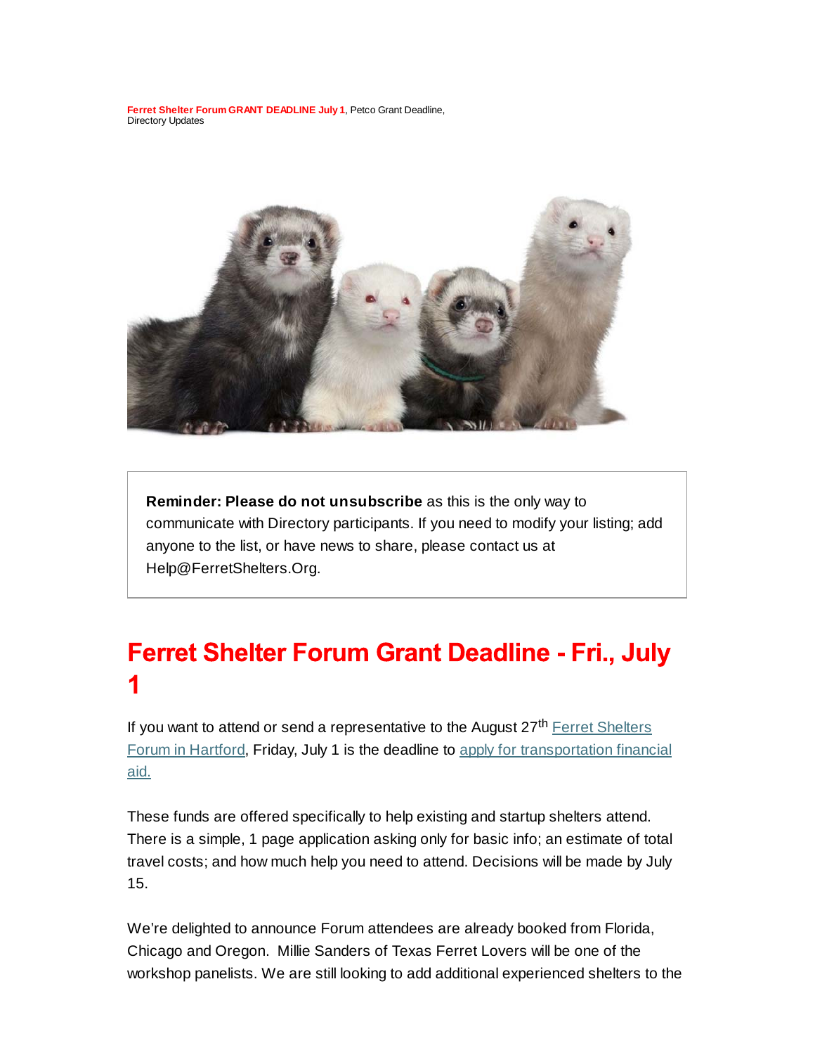**Ferret Shelter Forum GRANT DEADLINE July 1**, Petco Grant Deadline, Directory Updates

**Reminder: Please do not unsubscribe** as this is the only way to communicate with Directory participants. If you need to modify your listing; add anyone to the list, or have news to share, please contact us at Help@FerretShelters.Org.

# Ferret Shelter Forum Grant Deadline - Fri., July 1

If you want to attend or send a representative to the August 27th Ferret Shelters Forum in Hartford, Friday, July 1 is the deadline to apply for transportation financial aid.

These funds are offered specifically to help existing and startup shelters attend. There is a simple, 1 page application asking only for basic info; an estimate of total travel costs; and how much help you need to attend. Decisions will be made by July 15.

We're delighted to announce Forum attendees are already booked from Florida, Chicago and Oregon. Millie Sanders of Texas Ferret Lovers will be one of the workshop panelists. We are still looking to add additional experienced shelters to the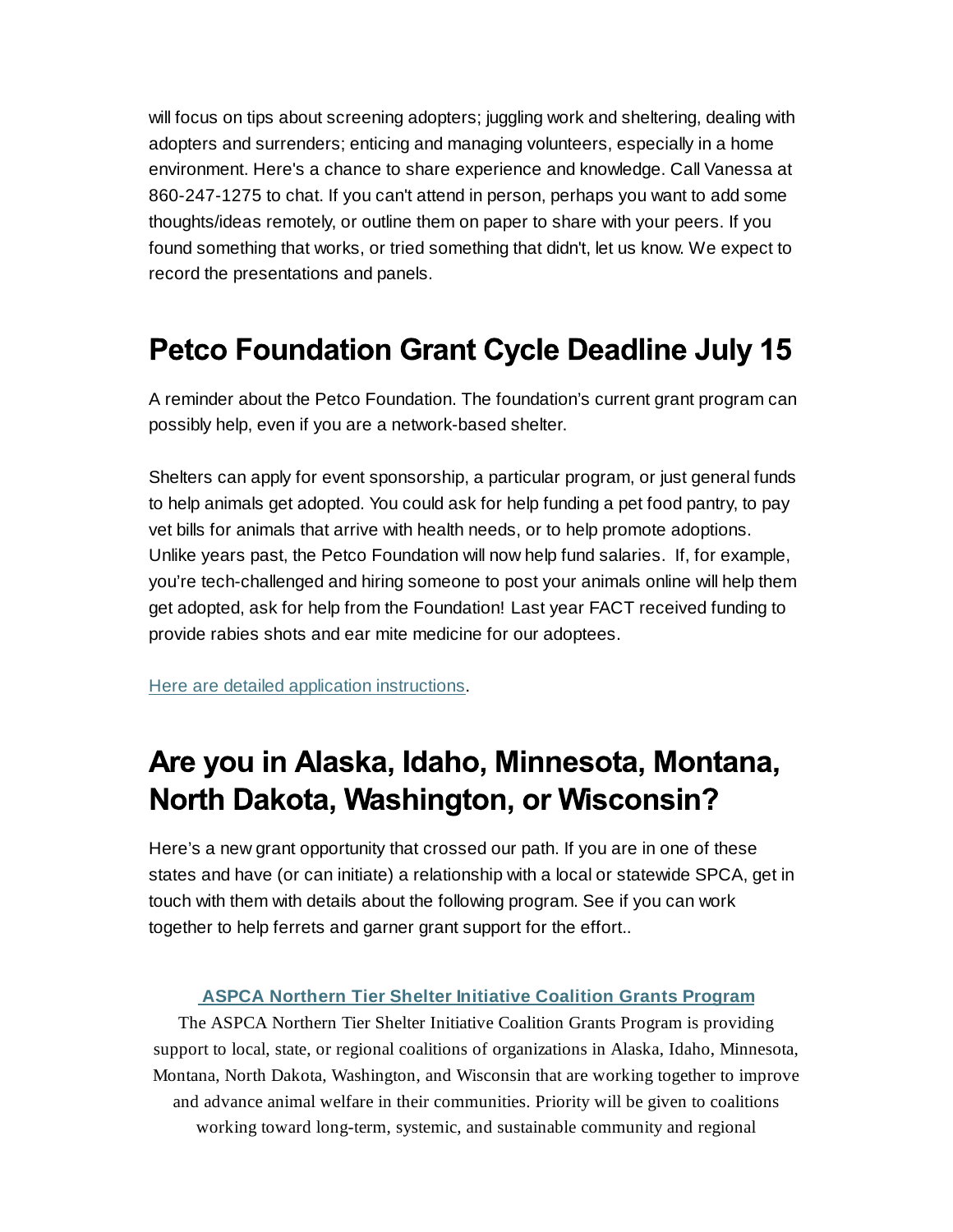will focus on tips about screening adopters; juggling work and sheltering, dealing with adopters and surrenders; enticing and managing volunteers, especially in a home environment. Here's a chance to share experience and knowledge. Call Vanessa at 860-247-1275 to chat. If you can't attend in person, perhaps you want to add some thoughts/ideas remotely, or outline them on paper to share with your peers. If you found something that works, or tried something that didn't, let us know. We expect to record the presentations and panels.

# Petco Foundation Grant Cycle Deadline July 15

A reminder about the Petco Foundation. The foundation's current grant program can possibly help, even if you are a network-based shelter.

Shelters can apply for event sponsorship, a particular program, or just general funds to help animals get adopted. You could ask for help funding a pet food pantry, to pay vet bills for animals that arrive with health needs, or to help promote adoptions. Unlike years past, the Petco Foundation will now help fund salaries. If, for example, you're tech-challenged and hiring someone to post your animals online will help them get adopted, ask for help from the Foundation! Last year FACT received funding to provide rabies shots and ear mite medicine for our adoptees.

Here are detailed application instructions.

# Are you in Alaska, Idaho, Minnesota, Montana, North Dakota, Washington, or Wisconsin?

Here's a new grant opportunity that crossed our path. If you are in one of these states and have (or can initiate) a relationship with a local or statewide SPCA, get in touch with them with details about the following program. See if you can work together to help ferrets and garner grant support for the effort..

**ASPCA Northern Tier Shelter Initiative Coalition Grants Program**

The ASPCA Northern Tier Shelter Initiative Coalition Grants Program is providing support to local, state, or regional coalitions of organizations in Alaska, Idaho, Minnesota, Montana, North Dakota, Washington, and Wisconsin that are working together to improve and advance animal welfare in their communities. Priority will be given to coalitions working toward long-term, systemic, and sustainable community and regional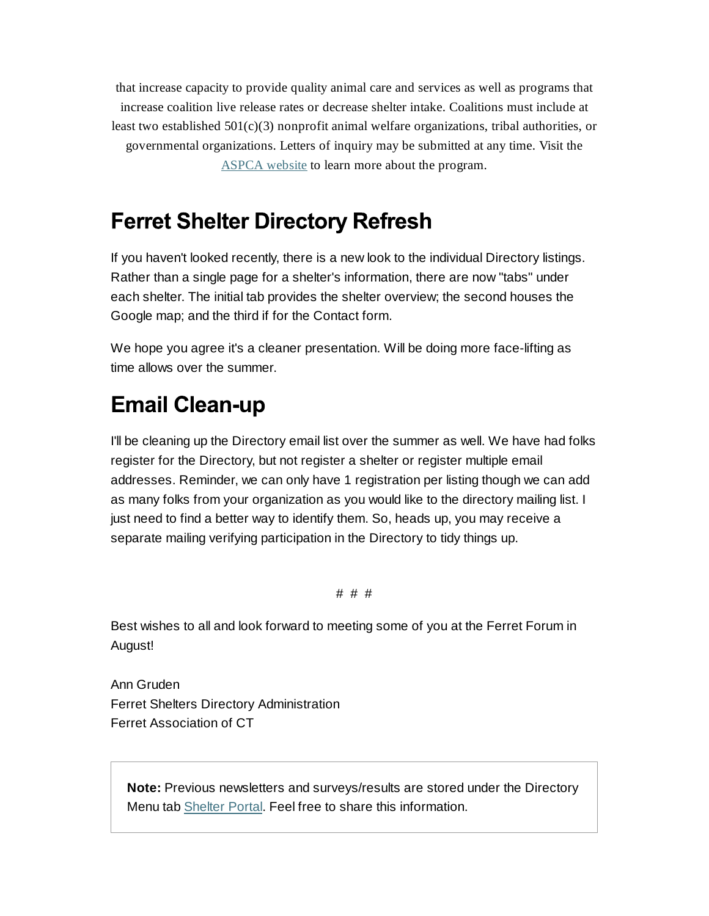that increase capacity to provide quality animal care and services as well as programs that increase coalition live release rates or decrease shelter intake. Coalitions must include at least two established 501(c)(3) nonprofit animal welfare organizations, tribal authorities, or governmental organizations. Letters of inquiry may be submitted at any time. Visit the ASPCA website to learn more about the program.

## Ferret Shelter Directory Refresh

If you haven't looked recently, there is a new look to the individual Directory listings. Rather than a single page for a shelter's information, there are now "tabs" under each shelter. The initial tab provides the shelter overview; the second houses the Google map; and the third if for the Contact form.

We hope you agree it's a cleaner presentation. Will be doing more face-lifting as time allows over the summer.

## Email Clean-up

I'll be cleaning up the Directory email list over the summer as well. We have had folks register for the Directory, but not register a shelter or register multiple email addresses. Reminder, we can only have 1 registration per listing though we can add as many folks from your organization as you would like to the directory mailing list. I just need to find a better way to identify them. So, heads up, you may receive a separate mailing verifying participation in the Directory to tidy things up.

# # #

Best wishes to all and look forward to meeting some of you at the Ferret Forum in August!

Ann Gruden
Ferret Shelters Directory Administration
Ferret Association of CT

**Note:** Previous newsletters and surveys/results are stored under the Directory Menu tab Shelter Portal. Feel free to share this information.